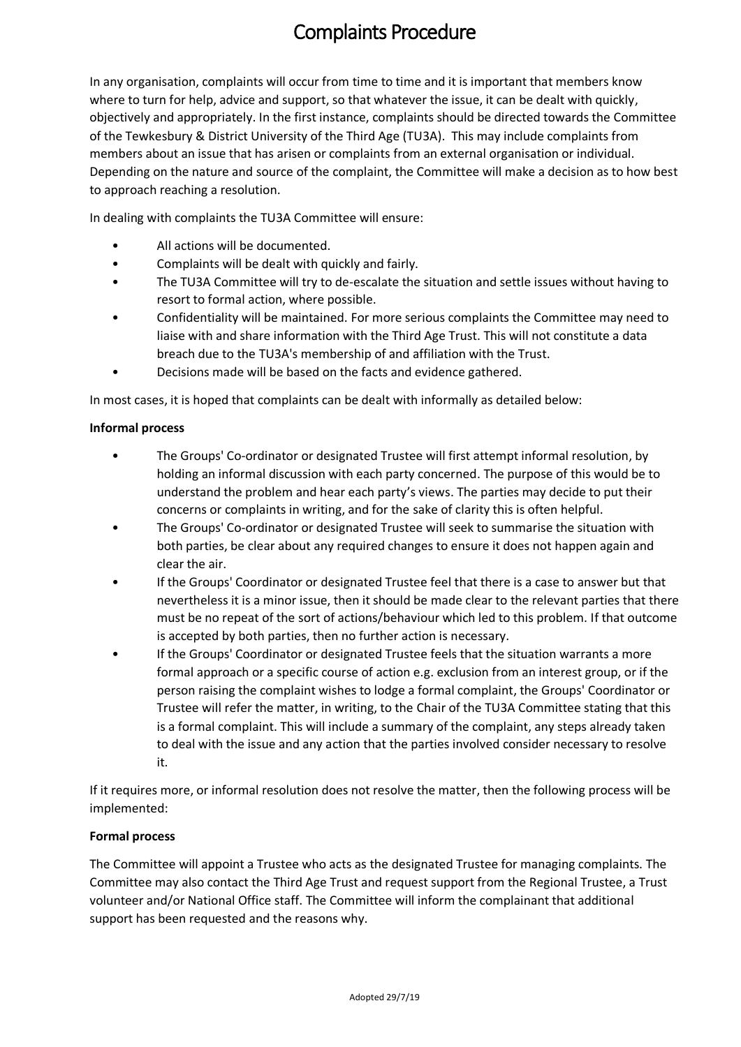# Complaints Procedure

In any organisation, complaints will occur from time to time and it is important that members know where to turn for help, advice and support, so that whatever the issue, it can be dealt with quickly, objectively and appropriately. In the first instance, complaints should be directed towards the Committee of the Tewkesbury & District University of the Third Age (TU3A). This may include complaints from members about an issue that has arisen or complaints from an external organisation or individual. Depending on the nature and source of the complaint, the Committee will make a decision as to how best to approach reaching a resolution.

In dealing with complaints the TU3A Committee will ensure:

- All actions will be documented.
- Complaints will be dealt with quickly and fairly.
- The TU3A Committee will try to de-escalate the situation and settle issues without having to resort to formal action, where possible.
- Confidentiality will be maintained. For more serious complaints the Committee may need to liaise with and share information with the Third Age Trust. This will not constitute a data breach due to the TU3A's membership of and affiliation with the Trust.
- Decisions made will be based on the facts and evidence gathered.

In most cases, it is hoped that complaints can be dealt with informally as detailed below:

**Informal process**

- The Groups' Co-ordinator or designated Trustee will first attempt informal resolution, by holding an informal discussion with each party concerned. The purpose of this would be to understand the problem and hear each party's views. The parties may decide to put their concerns or complaints in writing, and for the sake of clarity this is often helpful.
- The Groups' Co-ordinator or designated Trustee will seek to summarise the situation with both parties, be clear about any required changes to ensure it does not happen again and clear the air.
- If the Groups' Coordinator or designated Trustee feel that there is a case to answer but that nevertheless it is a minor issue, then it should be made clear to the relevant parties that there must be no repeat of the sort of actions/behaviour which led to this problem. If that outcome is accepted by both parties, then no further action is necessary.
- If the Groups' Coordinator or designated Trustee feels that the situation warrants a more formal approach or a specific course of action e.g. exclusion from an interest group, or if the person raising the complaint wishes to lodge a formal complaint, the Groups' Coordinator or Trustee will refer the matter, in writing, to the Chair of the TU3A Committee stating that this is a formal complaint. This will include a summary of the complaint, any steps already taken to deal with the issue and any action that the parties involved consider necessary to resolve it.

If it requires more, or informal resolution does not resolve the matter, then the following process will be implemented:

**Formal process**

The Committee will appoint a Trustee who acts as the designated Trustee for managing complaints. The Committee may also contact the Third Age Trust and request support from the Regional Trustee, a Trust volunteer and/or National Office staff. The Committee will inform the complainant that additional support has been requested and the reasons why.

Adopted 29/7/19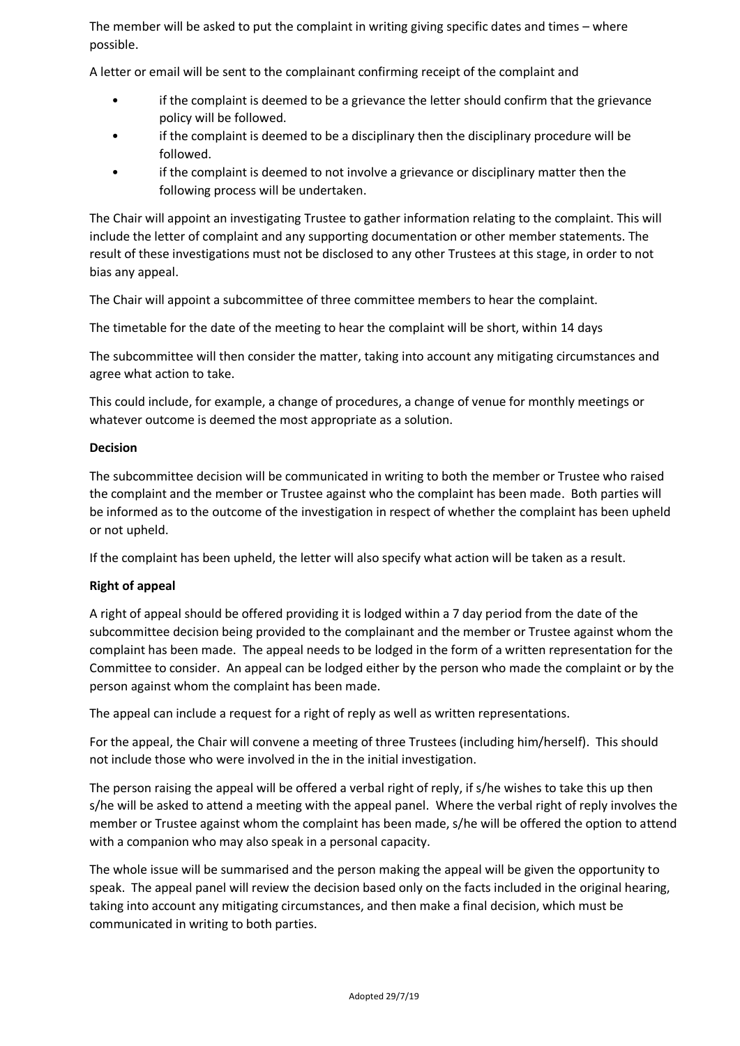The member will be asked to put the complaint in writing giving specific dates and times – where possible.

A letter or email will be sent to the complainant confirming receipt of the complaint and

- if the complaint is deemed to be a grievance the letter should confirm that the grievance policy will be followed.
- if the complaint is deemed to be a disciplinary then the disciplinary procedure will be followed.
- if the complaint is deemed to not involve a grievance or disciplinary matter then the following process will be undertaken.

The Chair will appoint an investigating Trustee to gather information relating to the complaint. This will include the letter of complaint and any supporting documentation or other member statements. The result of these investigations must not be disclosed to any other Trustees at this stage, in order to not bias any appeal.

The Chair will appoint a subcommittee of three committee members to hear the complaint.

The timetable for the date of the meeting to hear the complaint will be short, within 14 days

The subcommittee will then consider the matter, taking into account any mitigating circumstances and agree what action to take.

This could include, for example, a change of procedures, a change of venue for monthly meetings or whatever outcome is deemed the most appropriate as a solution.

**Decision**

The subcommittee decision will be communicated in writing to both the member or Trustee who raised the complaint and the member or Trustee against who the complaint has been made. Both parties will be informed as to the outcome of the investigation in respect of whether the complaint has been upheld or not upheld.

If the complaint has been upheld, the letter will also specify what action will be taken as a result.

**Right of appeal**

A right of appeal should be offered providing it is lodged within a 7 day period from the date of the subcommittee decision being provided to the complainant and the member or Trustee against whom the complaint has been made. The appeal needs to be lodged in the form of a written representation for the Committee to consider. An appeal can be lodged either by the person who made the complaint or by the person against whom the complaint has been made.

The appeal can include a request for a right of reply as well as written representations.

For the appeal, the Chair will convene a meeting of three Trustees (including him/herself). This should not include those who were involved in the in the initial investigation.

The person raising the appeal will be offered a verbal right of reply, if s/he wishes to take this up then s/he will be asked to attend a meeting with the appeal panel. Where the verbal right of reply involves the member or Trustee against whom the complaint has been made, s/he will be offered the option to attend with a companion who may also speak in a personal capacity.

The whole issue will be summarised and the person making the appeal will be given the opportunity to speak. The appeal panel will review the decision based only on the facts included in the original hearing, taking into account any mitigating circumstances, and then make a final decision, which must be communicated in writing to both parties.

Adopted 29/7/19